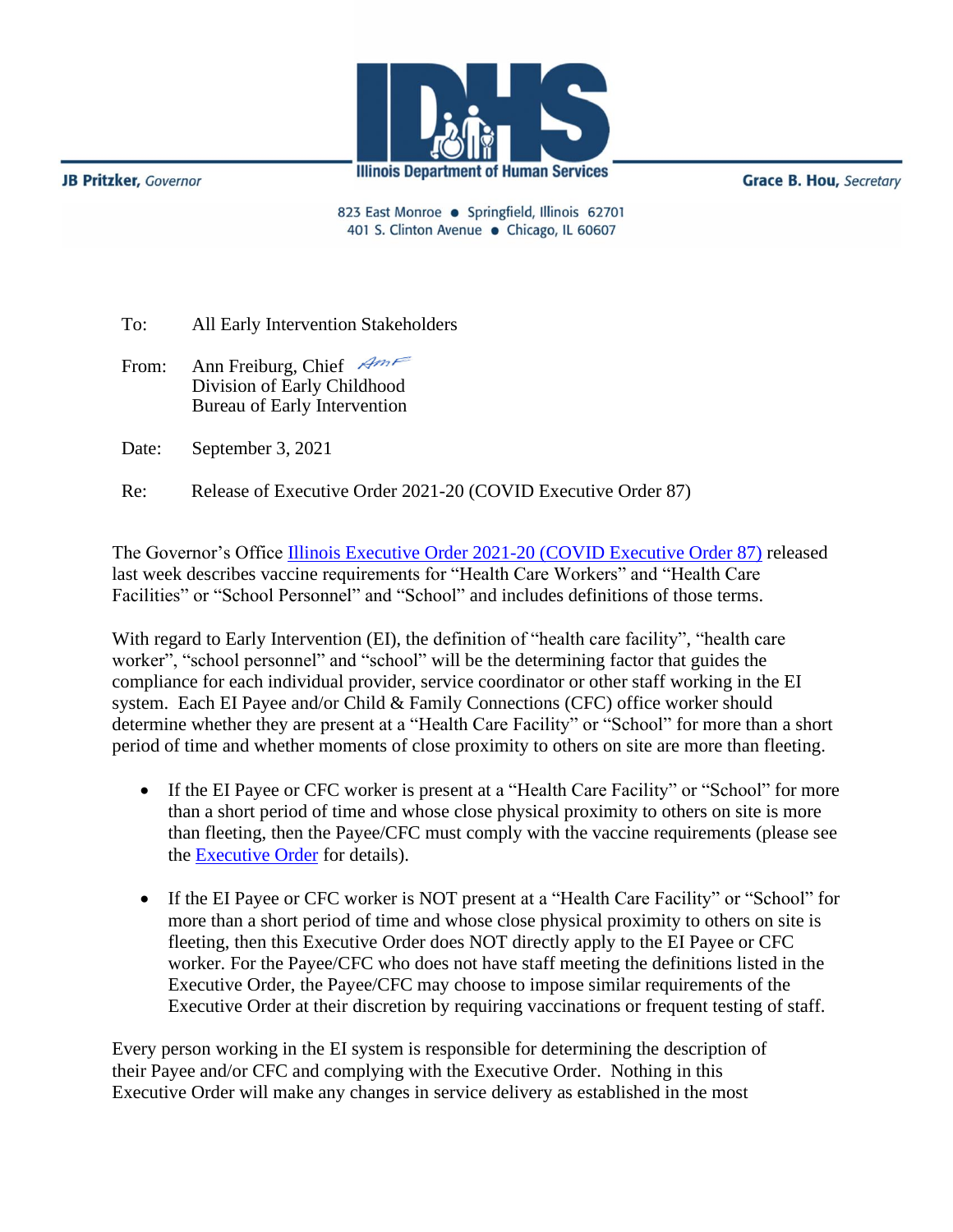JB Pritzker, *Governor*

**Illinois Department of Human Services**

Grace B. Hou, *Secretary*

823 East Monroe • Springfield, Illinois 62701
401 S. Clinton Avenue • Chicago, IL 60607

To: All Early Intervention Stakeholders

From: Ann Freiburg, Chief
Division of Early Childhood
Bureau of Early Intervention

Date: September 3, 2021

Re: Release of Executive Order 2021-20 (COVID Executive Order 87)

The Governor's Office [Illinois Executive Order 2021-20 (COVID Executive Order 87)]() released last week describes vaccine requirements for "Health Care Workers" and "Health Care Facilities" or "School Personnel" and "School" and includes definitions of those terms.

With regard to Early Intervention (EI), the definition of "health care facility", "health care worker", "school personnel" and "school" will be the determining factor that guides the compliance for each individual provider, service coordinator or other staff working in the EI system. Each EI Payee and/or Child & Family Connections (CFC) office worker should determine whether they are present at a "Health Care Facility" or "School" for more than a short period of time and whether moments of close proximity to others on site are more than fleeting.

- If the EI Payee or CFC worker is present at a "Health Care Facility" or "School" for more than a short period of time and whose close physical proximity to others on site is more than fleeting, then the Payee/CFC must comply with the vaccine requirements (please see the [Executive Order]() for details).
- If the EI Payee or CFC worker is NOT present at a "Health Care Facility" or "School" for more than a short period of time and whose close physical proximity to others on site is fleeting, then this Executive Order does NOT directly apply to the EI Payee or CFC worker. For the Payee/CFC who does not have staff meeting the definitions listed in the Executive Order, the Payee/CFC may choose to impose similar requirements of the Executive Order at their discretion by requiring vaccinations or frequent testing of staff.

Every person working in the EI system is responsible for determining the description of their Payee and/or CFC and complying with the Executive Order. Nothing in this Executive Order will make any changes in service delivery as established in the most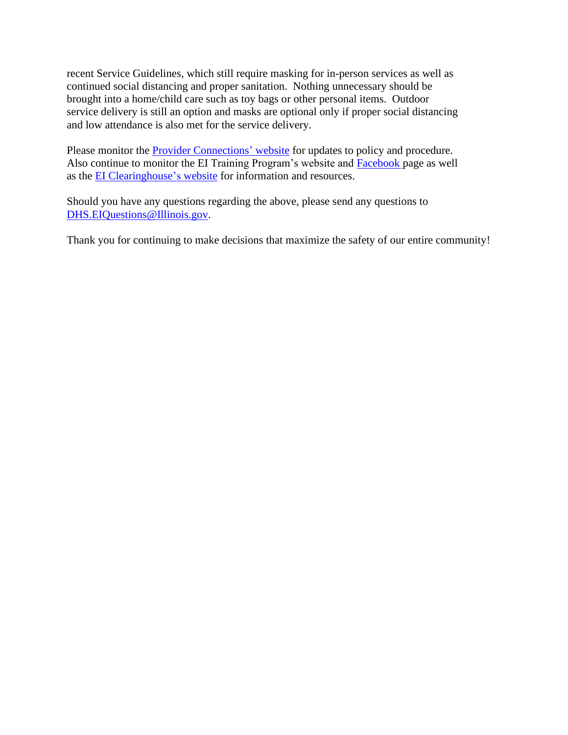recent Service Guidelines, which still require masking for in-person services as well as continued social distancing and proper sanitation. Nothing unnecessary should be brought into a home/child care such as toy bags or other personal items. Outdoor service delivery is still an option and masks are optional only if proper social distancing and low attendance is also met for the service delivery.

Please monitor the Provider Connections' website for updates to policy and procedure. Also continue to monitor the EI Training Program's website and Facebook page as well as the EI Clearinghouse's website for information and resources.

Should you have any questions regarding the above, please send any questions to DHS.EIQuestions@Illinois.gov.

Thank you for continuing to make decisions that maximize the safety of our entire community!